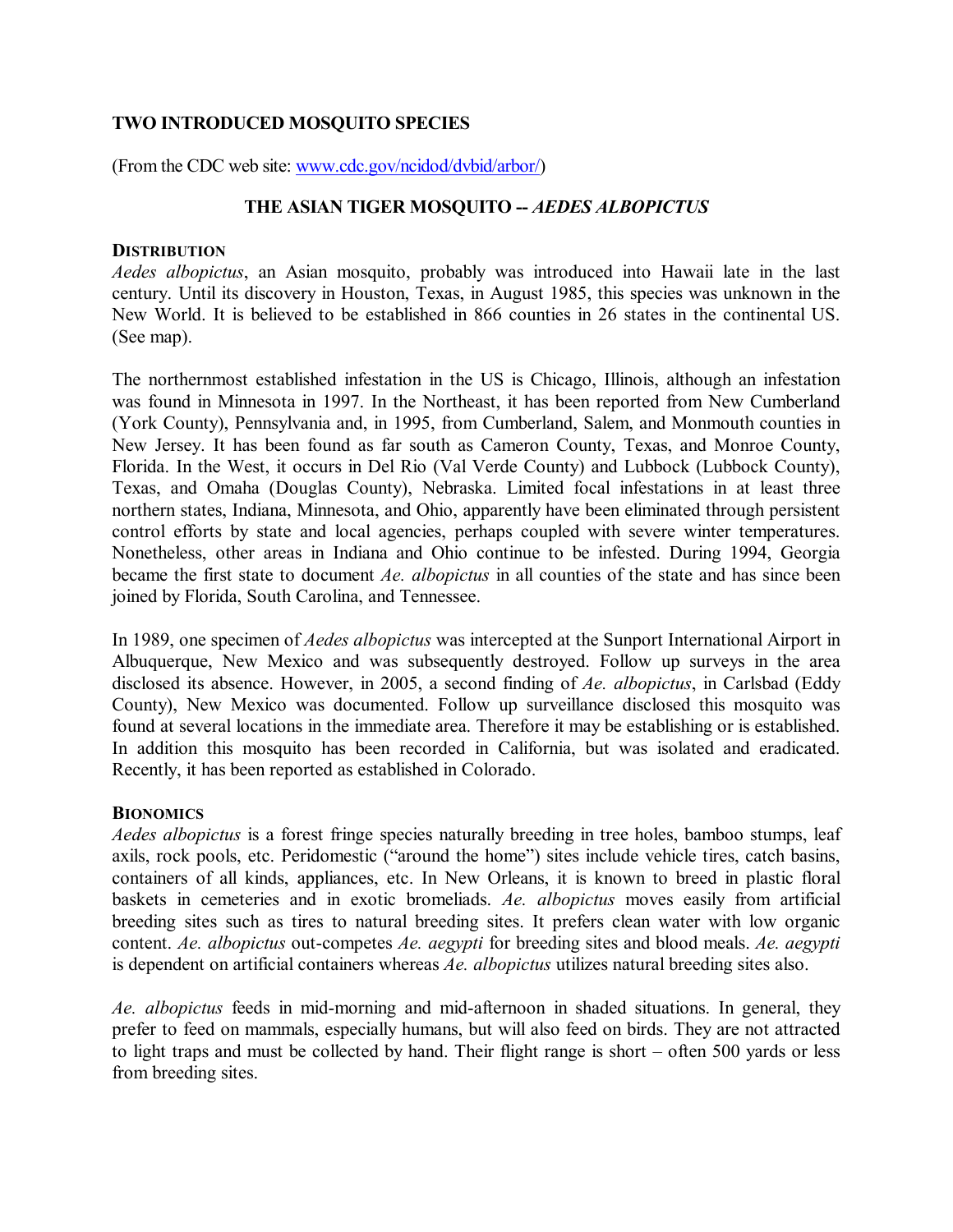# TWO INTRODUCED MOSQUITO SPECIES

(From the CDC web site: [www.cdc.gov/ncidod/dvbid/arbor/](www.cdc.gov/ncidod/dvbid/arbor/))

## THE ASIAN TIGER MOSQUITO -- *AEDES ALBOPICTUS*

### DISTRIBUTION

*Aedes albopictus*, an Asian mosquito, probably was introduced into Hawaii late in the last century. Until its discovery in Houston, Texas, in August 1985, this species was unknown in the New World. It is believed to be established in 866 counties in 26 states in the continental US. (See map).

The northernmost established infestation in the US is Chicago, Illinois, although an infestation was found in Minnesota in 1997. In the Northeast, it has been reported from New Cumberland (York County), Pennsylvania and, in 1995, from Cumberland, Salem, and Monmouth counties in New Jersey. It has been found as far south as Cameron County, Texas, and Monroe County, Florida. In the West, it occurs in Del Rio (Val Verde County) and Lubbock (Lubbock County), Texas, and Omaha (Douglas County), Nebraska. Limited focal infestations in at least three northern states, Indiana, Minnesota, and Ohio, apparently have been eliminated through persistent control efforts by state and local agencies, perhaps coupled with severe winter temperatures. Nonetheless, other areas in Indiana and Ohio continue to be infested. During 1994, Georgia became the first state to document *Ae. albopictus* in all counties of the state and has since been joined by Florida, South Carolina, and Tennessee.

In 1989, one specimen of *Aedes albopictus* was intercepted at the Sunport International Airport in Albuquerque, New Mexico and was subsequently destroyed. Follow up surveys in the area disclosed its absence. However, in 2005, a second finding of *Ae. albopictus*, in Carlsbad (Eddy County), New Mexico was documented. Follow up surveillance disclosed this mosquito was found at several locations in the immediate area. Therefore it may be establishing or is established. In addition this mosquito has been recorded in California, but was isolated and eradicated. Recently, it has been reported as established in Colorado.

### BIONOMICS

*Aedes albopictus* is a forest fringe species naturally breeding in tree holes, bamboo stumps, leaf axils, rock pools, etc. Peridomestic ("around the home") sites include vehicle tires, catch basins, containers of all kinds, appliances, etc. In New Orleans, it is known to breed in plastic floral baskets in cemeteries and in exotic bromeliads. *Ae. albopictus* moves easily from artificial breeding sites such as tires to natural breeding sites. It prefers clean water with low organic content. *Ae. albopictus* out-competes *Ae. aegypti* for breeding sites and blood meals. *Ae. aegypti* is dependent on artificial containers whereas *Ae. albopictus* utilizes natural breeding sites also.

*Ae. albopictus* feeds in mid-morning and mid-afternoon in shaded situations. In general, they prefer to feed on mammals, especially humans, but will also feed on birds. They are not attracted to light traps and must be collected by hand. Their flight range is short – often 500 yards or less from breeding sites.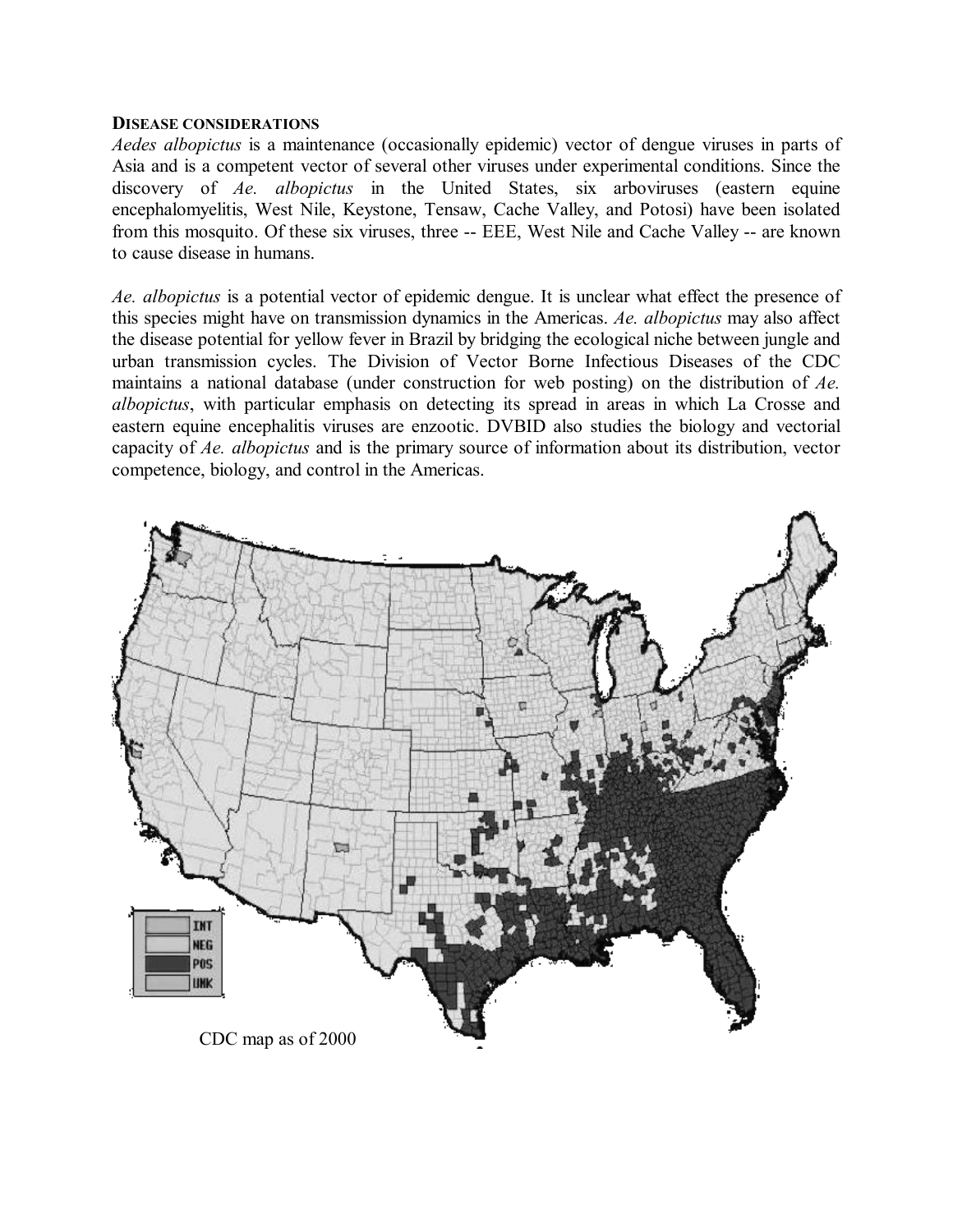**DISEASE CONSIDERATIONS**

*Aedes albopictus* is a maintenance (occasionally epidemic) vector of dengue viruses in parts of Asia and is a competent vector of several other viruses under experimental conditions. Since the discovery of *Ae. albopictus* in the United States, six arboviruses (eastern equine encephalomyelitis, West Nile, Keystone, Tensaw, Cache Valley, and Potosi) have been isolated from this mosquito. Of these six viruses, three -- EEE, West Nile and Cache Valley -- are known to cause disease in humans.

*Ae. albopictus* is a potential vector of epidemic dengue. It is unclear what effect the presence of this species might have on transmission dynamics in the Americas. *Ae. albopictus* may also affect the disease potential for yellow fever in Brazil by bridging the ecological niche between jungle and urban transmission cycles. The Division of Vector Borne Infectious Diseases of the CDC maintains a national database (under construction for web posting) on the distribution of *Ae. albopictus*, with particular emphasis on detecting its spread in areas in which La Crosse and eastern equine encephalitis viruses are enzootic. DVBID also studies the biology and vectorial capacity of *Ae. albopictus* and is the primary source of information about its distribution, vector competence, biology, and control in the Americas.

CDC map as of 2000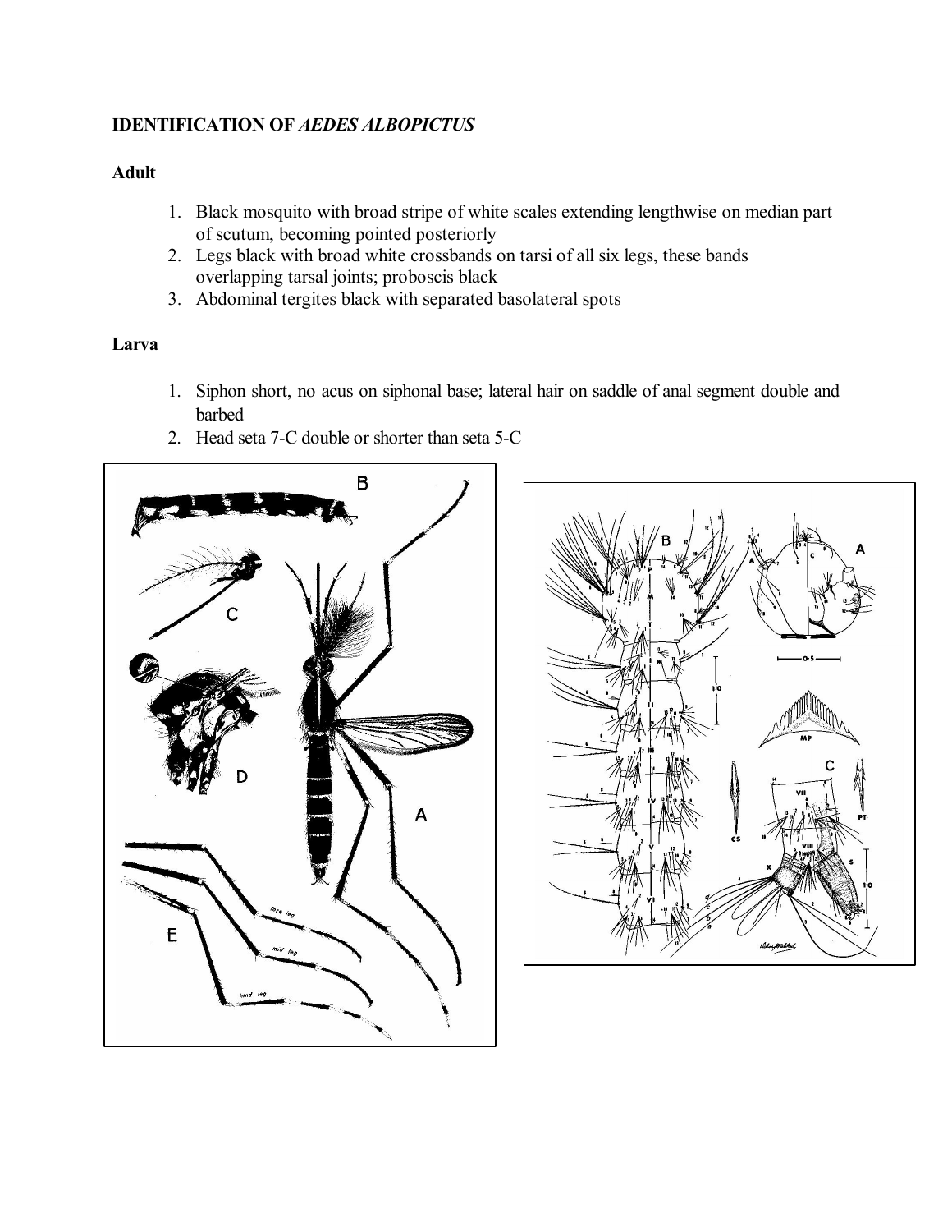**IDENTIFICATION OF *AEDES ALBOPICTUS***

**Adult**

1. Black mosquito with broad stripe of white scales extending lengthwise on median part of scutum, becoming pointed posteriorly
2. Legs black with broad white crossbands on tarsi of all six legs, these bands overlapping tarsal joints; proboscis black
3. Abdominal tergites black with separated basolateral spots

**Larva**

1. Siphon short, no acus on siphonal base; lateral hair on saddle of anal segment double and barbed
2. Head seta 7-C double or shorter than seta 5-C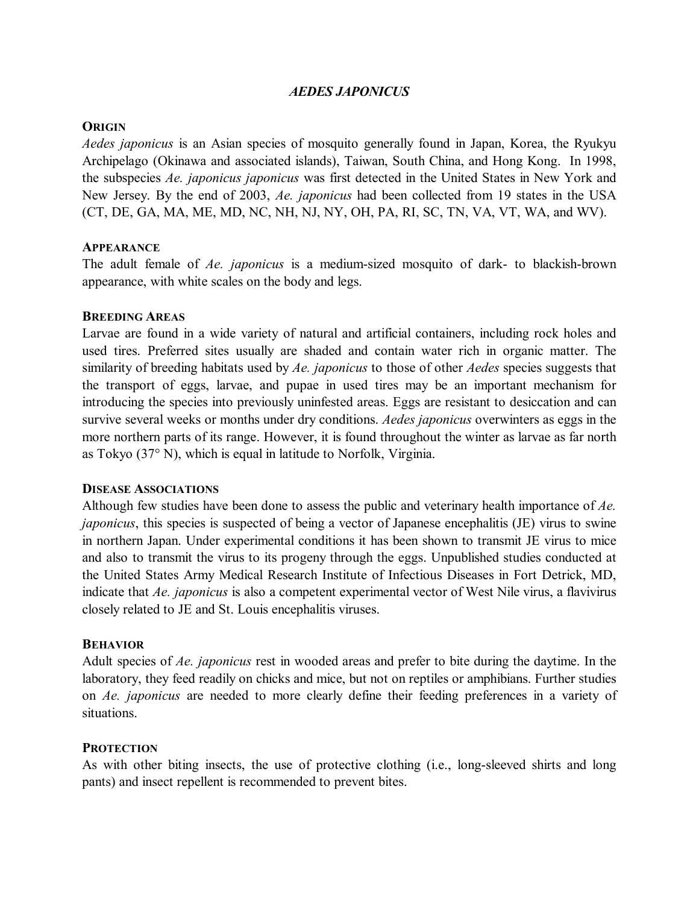# *AEDES JAPONICUS*

## ORIGIN

*Aedes japonicus* is an Asian species of mosquito generally found in Japan, Korea, the Ryukyu Archipelago (Okinawa and associated islands), Taiwan, South China, and Hong Kong. In 1998, the subspecies *Ae. japonicus japonicus* was first detected in the United States in New York and New Jersey. By the end of 2003, *Ae. japonicus* had been collected from 19 states in the USA (CT, DE, GA, MA, ME, MD, NC, NH, NJ, NY, OH, PA, RI, SC, TN, VA, VT, WA, and WV).

## APPEARANCE

The adult female of *Ae. japonicus* is a medium-sized mosquito of dark- to blackish-brown appearance, with white scales on the body and legs.

## BREEDING AREAS

Larvae are found in a wide variety of natural and artificial containers, including rock holes and used tires. Preferred sites usually are shaded and contain water rich in organic matter. The similarity of breeding habitats used by *Ae. japonicus* to those of other *Aedes* species suggests that the transport of eggs, larvae, and pupae in used tires may be an important mechanism for introducing the species into previously uninfested areas. Eggs are resistant to desiccation and can survive several weeks or months under dry conditions. *Aedes japonicus* overwinters as eggs in the more northern parts of its range. However, it is found throughout the winter as larvae as far north as Tokyo (37° N), which is equal in latitude to Norfolk, Virginia.

## DISEASE ASSOCIATIONS

Although few studies have been done to assess the public and veterinary health importance of *Ae. japonicus*, this species is suspected of being a vector of Japanese encephalitis (JE) virus to swine in northern Japan. Under experimental conditions it has been shown to transmit JE virus to mice and also to transmit the virus to its progeny through the eggs. Unpublished studies conducted at the United States Army Medical Research Institute of Infectious Diseases in Fort Detrick, MD, indicate that *Ae. japonicus* is also a competent experimental vector of West Nile virus, a flavivirus closely related to JE and St. Louis encephalitis viruses.

## BEHAVIOR

Adult species of *Ae. japonicus* rest in wooded areas and prefer to bite during the daytime. In the laboratory, they feed readily on chicks and mice, but not on reptiles or amphibians. Further studies on *Ae. japonicus* are needed to more clearly define their feeding preferences in a variety of situations.

## PROTECTION

As with other biting insects, the use of protective clothing (i.e., long-sleeved shirts and long pants) and insect repellent is recommended to prevent bites.